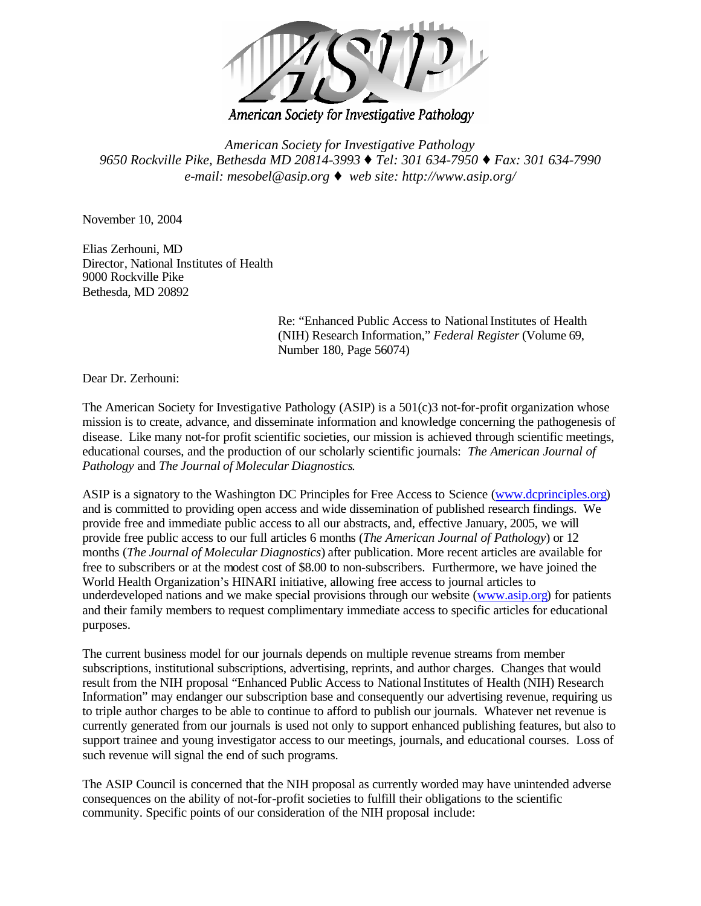American Society for Investigative Pathology

*American Society for Investigative Pathology*
*9650 Rockville Pike, Bethesda MD 20814-3993 ♦ Tel: 301 634-7950 ♦ Fax: 301 634-7990*
*e-mail: mesobel@asip.org ♦ web site: http://www.asip.org/*

November 10, 2004

Elias Zerhouni, MD
Director, National Institutes of Health
9000 Rockville Pike
Bethesda, MD 20892

Re: "Enhanced Public Access to National Institutes of Health (NIH) Research Information," *Federal Register* (Volume 69, Number 180, Page 56074)

Dear Dr. Zerhouni:

The American Society for Investigative Pathology (ASIP) is a 501(c)3 not-for-profit organization whose mission is to create, advance, and disseminate information and knowledge concerning the pathogenesis of disease. Like many not-for profit scientific societies, our mission is achieved through scientific meetings, educational courses, and the production of our scholarly scientific journals: *The American Journal of Pathology* and *The Journal of Molecular Diagnostics*.

ASIP is a signatory to the Washington DC Principles for Free Access to Science (www.dcprinciples.org) and is committed to providing open access and wide dissemination of published research findings. We provide free and immediate public access to all our abstracts, and, effective January, 2005, we will provide free public access to our full articles 6 months (*The American Journal of Pathology*) or 12 months (*The Journal of Molecular Diagnostics*) after publication. More recent articles are available for free to subscribers or at the modest cost of $8.00 to non-subscribers. Furthermore, we have joined the World Health Organization's HINARI initiative, allowing free access to journal articles to underdeveloped nations and we make special provisions through our website (www.asip.org) for patients and their family members to request complimentary immediate access to specific articles for educational purposes.

The current business model for our journals depends on multiple revenue streams from member subscriptions, institutional subscriptions, advertising, reprints, and author charges. Changes that would result from the NIH proposal "Enhanced Public Access to National Institutes of Health (NIH) Research Information" may endanger our subscription base and consequently our advertising revenue, requiring us to triple author charges to be able to continue to afford to publish our journals. Whatever net revenue is currently generated from our journals is used not only to support enhanced publishing features, but also to support trainee and young investigator access to our meetings, journals, and educational courses. Loss of such revenue will signal the end of such programs.

The ASIP Council is concerned that the NIH proposal as currently worded may have unintended adverse consequences on the ability of not-for-profit societies to fulfill their obligations to the scientific community. Specific points of our consideration of the NIH proposal include: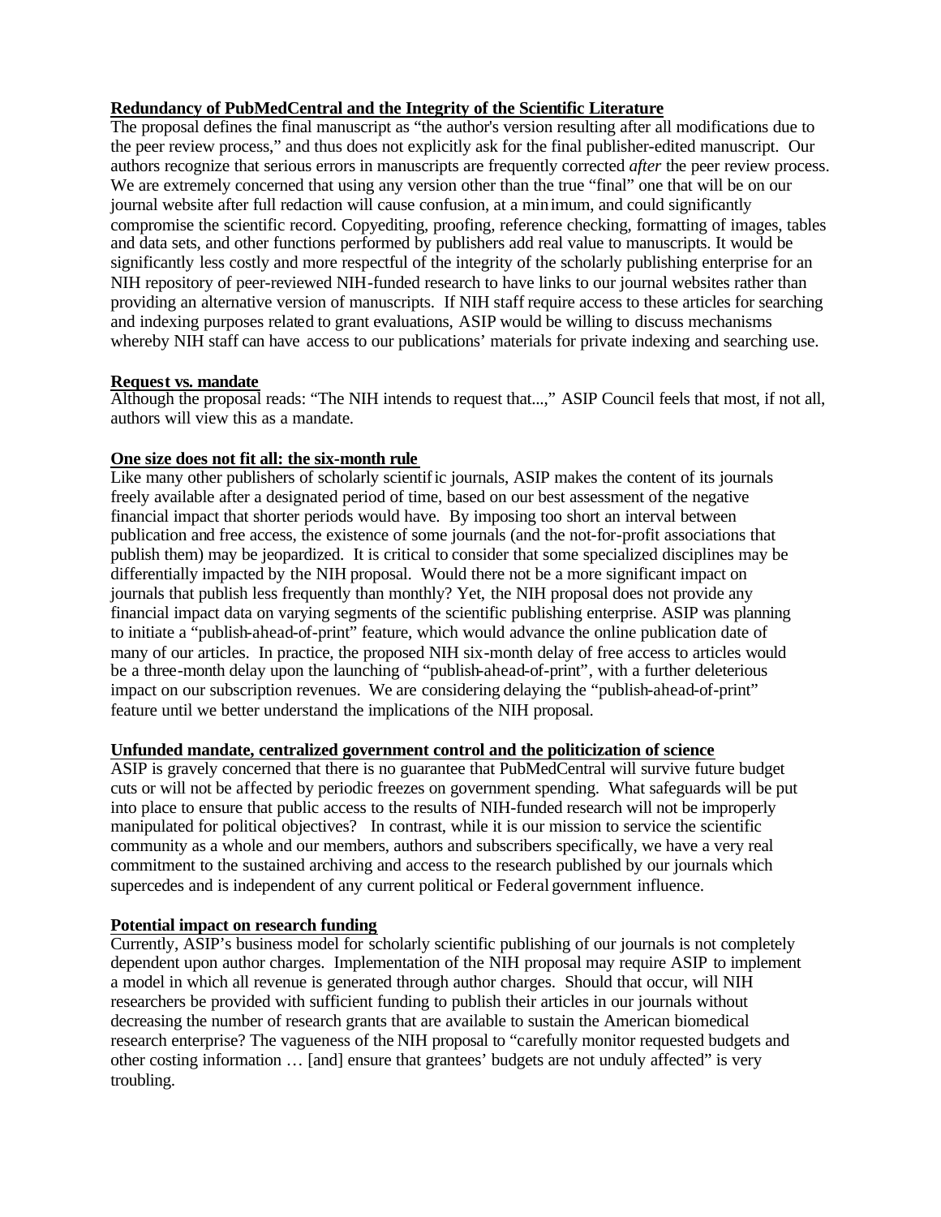**Redundancy of PubMedCentral and the Integrity of the Scientific Literature**

The proposal defines the final manuscript as "the author's version resulting after all modifications due to the peer review process," and thus does not explicitly ask for the final publisher-edited manuscript. Our authors recognize that serious errors in manuscripts are frequently corrected *after* the peer review process. We are extremely concerned that using any version other than the true "final" one that will be on our journal website after full redaction will cause confusion, at a minimum, and could significantly compromise the scientific record. Copyediting, proofing, reference checking, formatting of images, tables and data sets, and other functions performed by publishers add real value to manuscripts. It would be significantly less costly and more respectful of the integrity of the scholarly publishing enterprise for an NIH repository of peer-reviewed NIH-funded research to have links to our journal websites rather than providing an alternative version of manuscripts. If NIH staff require access to these articles for searching and indexing purposes related to grant evaluations, ASIP would be willing to discuss mechanisms whereby NIH staff can have access to our publications' materials for private indexing and searching use.

**Request vs. mandate**

Although the proposal reads: "The NIH intends to request that...," ASIP Council feels that most, if not all, authors will view this as a mandate.

**One size does not fit all: the six-month rule**

Like many other publishers of scholarly scientific journals, ASIP makes the content of its journals freely available after a designated period of time, based on our best assessment of the negative financial impact that shorter periods would have. By imposing too short an interval between publication and free access, the existence of some journals (and the not-for-profit associations that publish them) may be jeopardized. It is critical to consider that some specialized disciplines may be differentially impacted by the NIH proposal. Would there not be a more significant impact on journals that publish less frequently than monthly? Yet, the NIH proposal does not provide any financial impact data on varying segments of the scientific publishing enterprise. ASIP was planning to initiate a "publish-ahead-of-print" feature, which would advance the online publication date of many of our articles. In practice, the proposed NIH six-month delay of free access to articles would be a three-month delay upon the launching of "publish-ahead-of-print", with a further deleterious impact on our subscription revenues. We are considering delaying the "publish-ahead-of-print" feature until we better understand the implications of the NIH proposal.

**Unfunded mandate, centralized government control and the politicization of science**

ASIP is gravely concerned that there is no guarantee that PubMedCentral will survive future budget cuts or will not be affected by periodic freezes on government spending. What safeguards will be put into place to ensure that public access to the results of NIH-funded research will not be improperly manipulated for political objectives? In contrast, while it is our mission to service the scientific community as a whole and our members, authors and subscribers specifically, we have a very real commitment to the sustained archiving and access to the research published by our journals which supercedes and is independent of any current political or Federal government influence.

**Potential impact on research funding**

Currently, ASIP's business model for scholarly scientific publishing of our journals is not completely dependent upon author charges. Implementation of the NIH proposal may require ASIP to implement a model in which all revenue is generated through author charges. Should that occur, will NIH researchers be provided with sufficient funding to publish their articles in our journals without decreasing the number of research grants that are available to sustain the American biomedical research enterprise? The vagueness of the NIH proposal to "carefully monitor requested budgets and other costing information … [and] ensure that grantees' budgets are not unduly affected" is very troubling.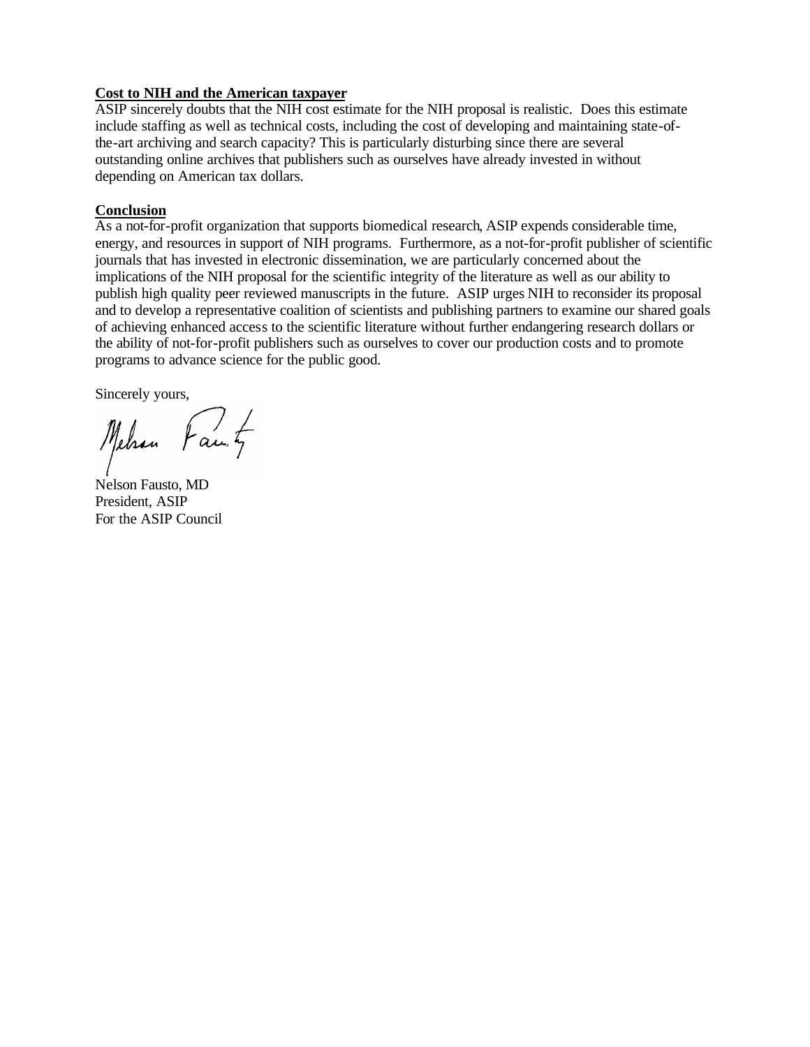**Cost to NIH and the American taxpayer**

ASIP sincerely doubts that the NIH cost estimate for the NIH proposal is realistic. Does this estimate include staffing as well as technical costs, including the cost of developing and maintaining state-of-the-art archiving and search capacity? This is particularly disturbing since there are several outstanding online archives that publishers such as ourselves have already invested in without depending on American tax dollars.

**Conclusion**

As a not-for-profit organization that supports biomedical research, ASIP expends considerable time, energy, and resources in support of NIH programs. Furthermore, as a not-for-profit publisher of scientific journals that has invested in electronic dissemination, we are particularly concerned about the implications of the NIH proposal for the scientific integrity of the literature as well as our ability to publish high quality peer reviewed manuscripts in the future. ASIP urges NIH to reconsider its proposal and to develop a representative coalition of scientists and publishing partners to examine our shared goals of achieving enhanced access to the scientific literature without further endangering research dollars or the ability of not-for-profit publishers such as ourselves to cover our production costs and to promote programs to advance science for the public good.

Sincerely yours,

Nelson Fausto, MD
President, ASIP
For the ASIP Council